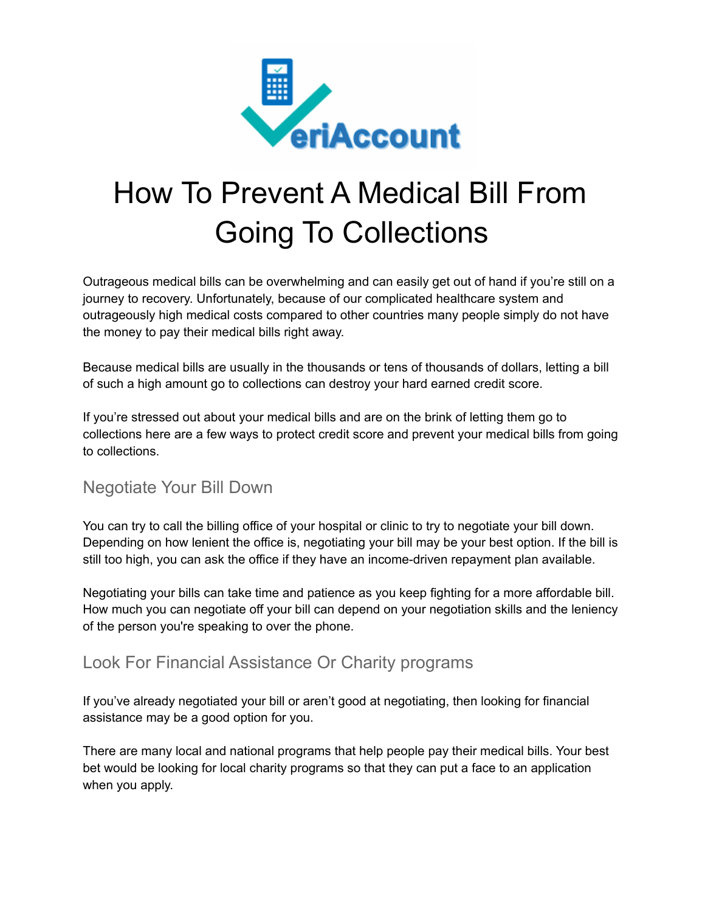# How To Prevent A Medical Bill From Going To Collections

Outrageous medical bills can be overwhelming and can easily get out of hand if you're still on a journey to recovery. Unfortunately, because of our complicated healthcare system and outrageously high medical costs compared to other countries many people simply do not have the money to pay their medical bills right away.

Because medical bills are usually in the thousands or tens of thousands of dollars, letting a bill of such a high amount go to collections can destroy your hard earned credit score.

If you're stressed out about your medical bills and are on the brink of letting them go to collections here are a few ways to protect credit score and prevent your medical bills from going to collections.

## Negotiate Your Bill Down

You can try to call the billing office of your hospital or clinic to try to negotiate your bill down. Depending on how lenient the office is, negotiating your bill may be your best option. If the bill is still too high, you can ask the office if they have an income-driven repayment plan available.

Negotiating your bills can take time and patience as you keep fighting for a more affordable bill. How much you can negotiate off your bill can depend on your negotiation skills and the leniency of the person you're speaking to over the phone.

## Look For Financial Assistance Or Charity programs

If you've already negotiated your bill or aren't good at negotiating, then looking for financial assistance may be a good option for you.

There are many local and national programs that help people pay their medical bills. Your best bet would be looking for local charity programs so that they can put a face to an application when you apply.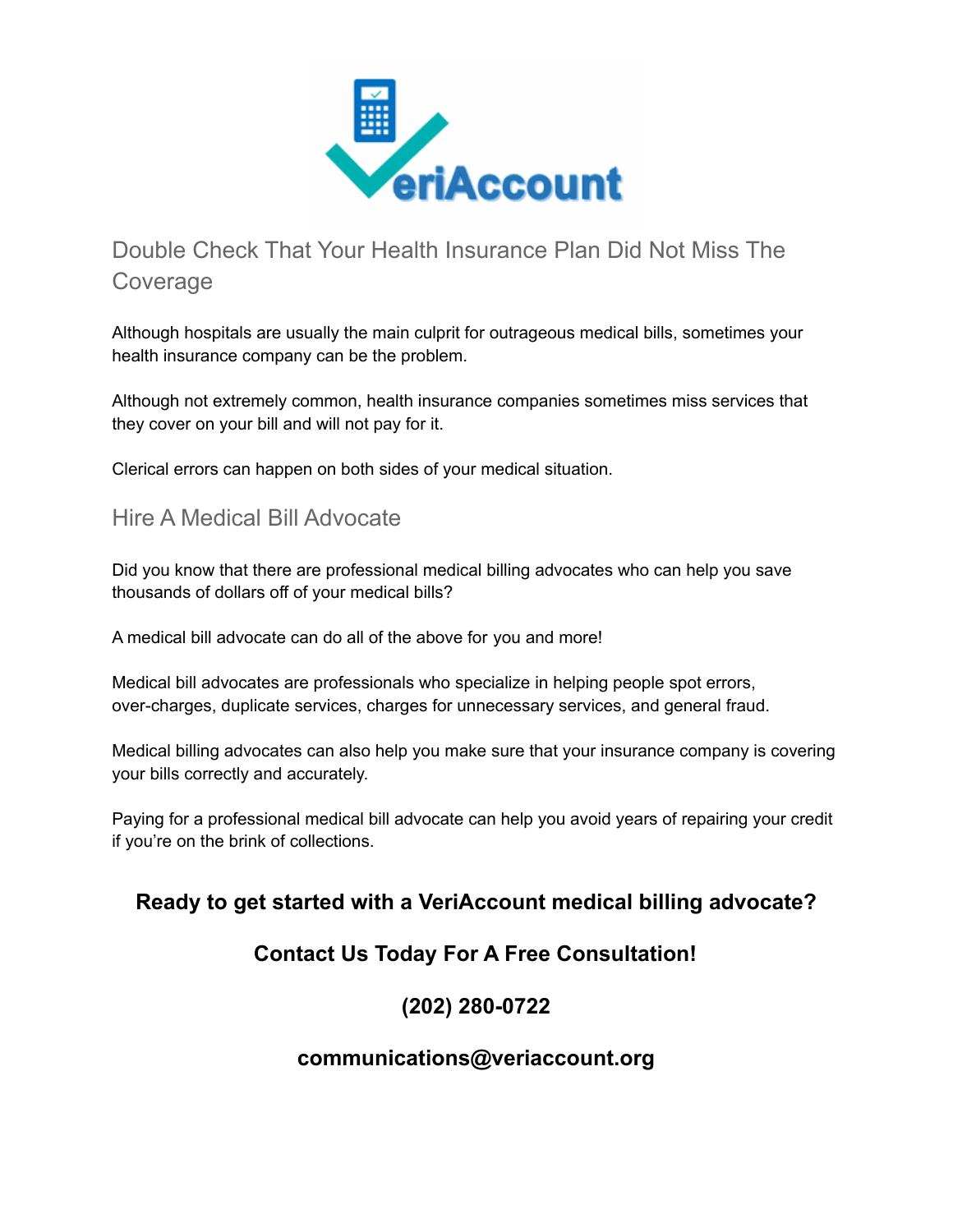## Double Check That Your Health Insurance Plan Did Not Miss The Coverage

Although hospitals are usually the main culprit for outrageous medical bills, sometimes your health insurance company can be the problem.

Although not extremely common, health insurance companies sometimes miss services that they cover on your bill and will not pay for it.

Clerical errors can happen on both sides of your medical situation.

## Hire A Medical Bill Advocate

Did you know that there are professional medical billing advocates who can help you save thousands of dollars off of your medical bills?

A medical bill advocate can do all of the above for you and more!

Medical bill advocates are professionals who specialize in helping people spot errors, over-charges, duplicate services, charges for unnecessary services, and general fraud.

Medical billing advocates can also help you make sure that your insurance company is covering your bills correctly and accurately.

Paying for a professional medical bill advocate can help you avoid years of repairing your credit if you're on the brink of collections.

**Ready to get started with a VeriAccount medical billing advocate?**

**Contact Us Today For A Free Consultation!**

**(202) 280-0722**

**communications@veriaccount.org**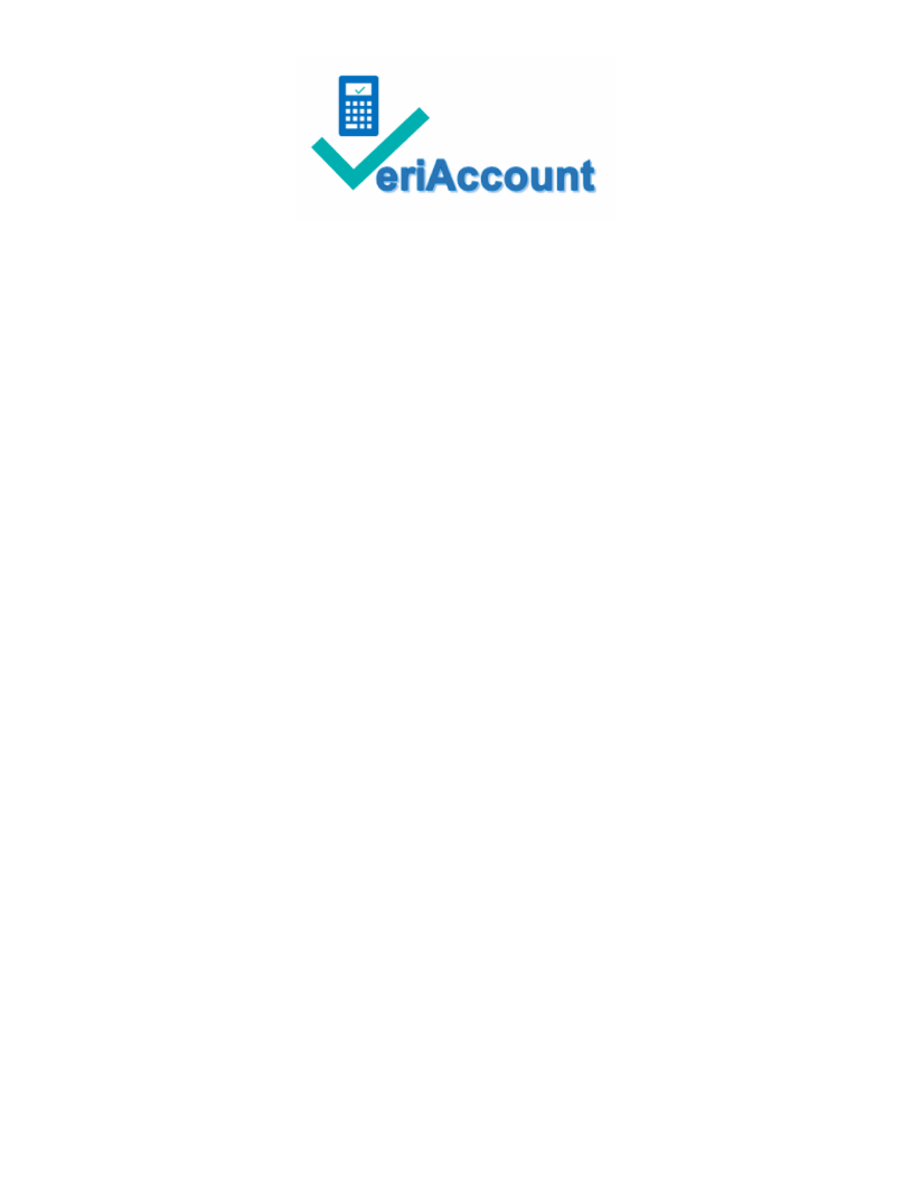VeriAccount